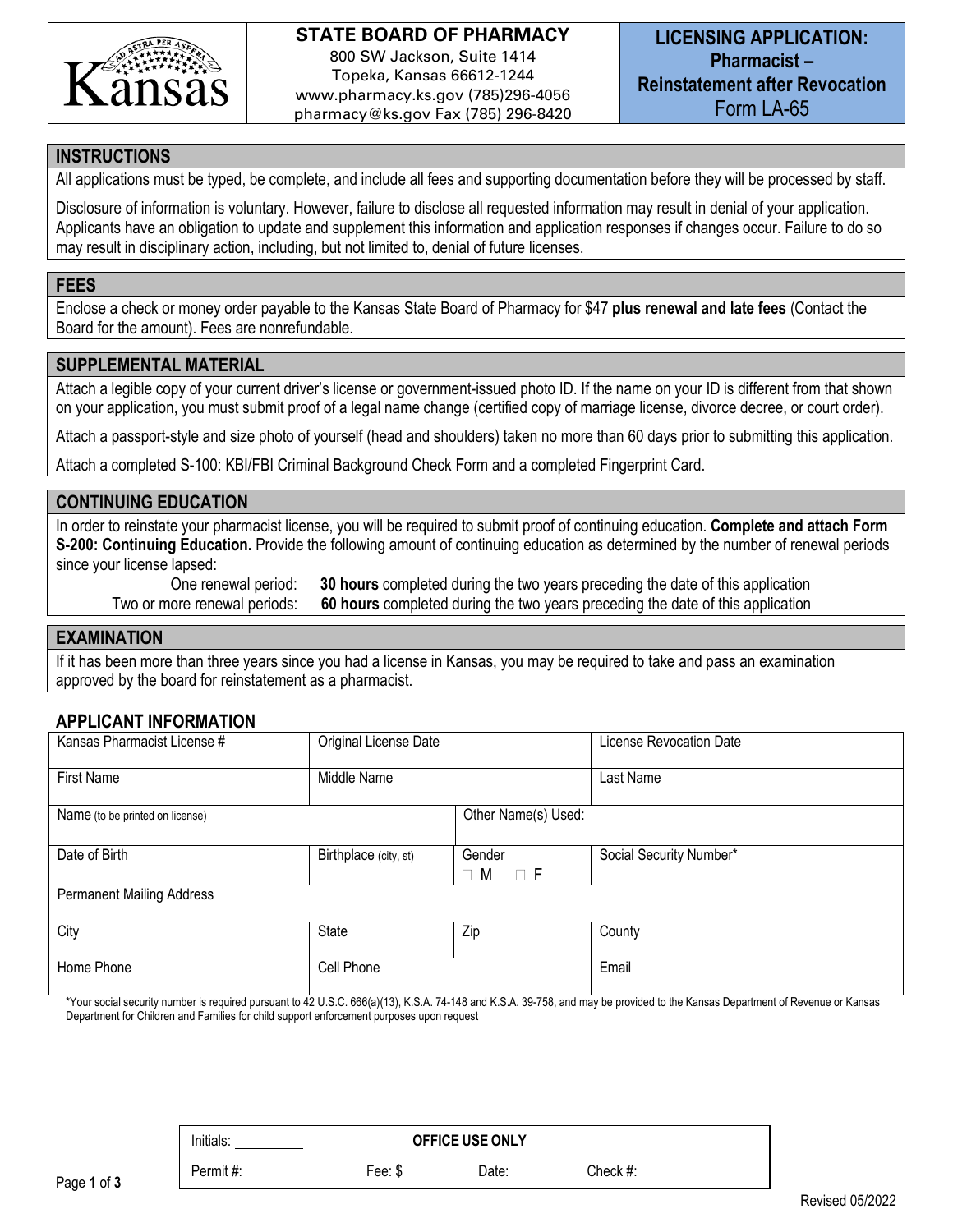# STATE BOARD OF PHARMACY

800 SW Jackson, Suite 1414
Topeka, Kansas 66612-1244
www.pharmacy.ks.gov (785)296-4056
pharmacy@ks.gov Fax (785) 296-8420

## LICENSING APPLICATION: Pharmacist – Reinstatement after Revocation

Form LA-65

## INSTRUCTIONS

All applications must be typed, be complete, and include all fees and supporting documentation before they will be processed by staff.

Disclosure of information is voluntary. However, failure to disclose all requested information may result in denial of your application. Applicants have an obligation to update and supplement this information and application responses if changes occur. Failure to do so may result in disciplinary action, including, but not limited to, denial of future licenses.

## FEES

Enclose a check or money order payable to the Kansas State Board of Pharmacy for $47 **plus renewal and late fees** (Contact the Board for the amount). Fees are nonrefundable.

## SUPPLEMENTAL MATERIAL

Attach a legible copy of your current driver's license or government-issued photo ID. If the name on your ID is different from that shown on your application, you must submit proof of a legal name change (certified copy of marriage license, divorce decree, or court order).

Attach a passport-style and size photo of yourself (head and shoulders) taken no more than 60 days prior to submitting this application.

Attach a completed S-100: KBI/FBI Criminal Background Check Form and a completed Fingerprint Card.

## CONTINUING EDUCATION

In order to reinstate your pharmacist license, you will be required to submit proof of continuing education. **Complete and attach Form S-200: Continuing Education.** Provide the following amount of continuing education as determined by the number of renewal periods since your license lapsed:

One renewal period: **30 hours** completed during the two years preceding the date of this application
Two or more renewal periods: **60 hours** completed during the two years preceding the date of this application

## EXAMINATION

If it has been more than three years since you had a license in Kansas, you may be required to take and pass an examination approved by the board for reinstatement as a pharmacist.

## APPLICANT INFORMATION

| Kansas Pharmacist License # | Original License Date | | License Revocation Date |
|---|---|---|---|
| First Name | Middle Name | | Last Name |
| Name (to be printed on license) | | Other Name(s) Used: | |
| Date of Birth | Birthplace (city, st) | Gender ☐ M ☐ F | Social Security Number* |
| Permanent Mailing Address | | | |
| City | State | Zip | County |
| Home Phone | Cell Phone | | Email |

*Your social security number is required pursuant to 42 U.S.C. 666(a)(13), K.S.A. 74-148 and K.S.A. 39-758, and may be provided to the Kansas Department of Revenue or Kansas Department for Children and Families for child support enforcement purposes upon request

| Initials: ________ | OFFICE USE ONLY | | |
|---|---|---|---|
| Permit #: ________ | Fee: $ ________ | Date: ________ | Check #: ________ |

Revised 05/2022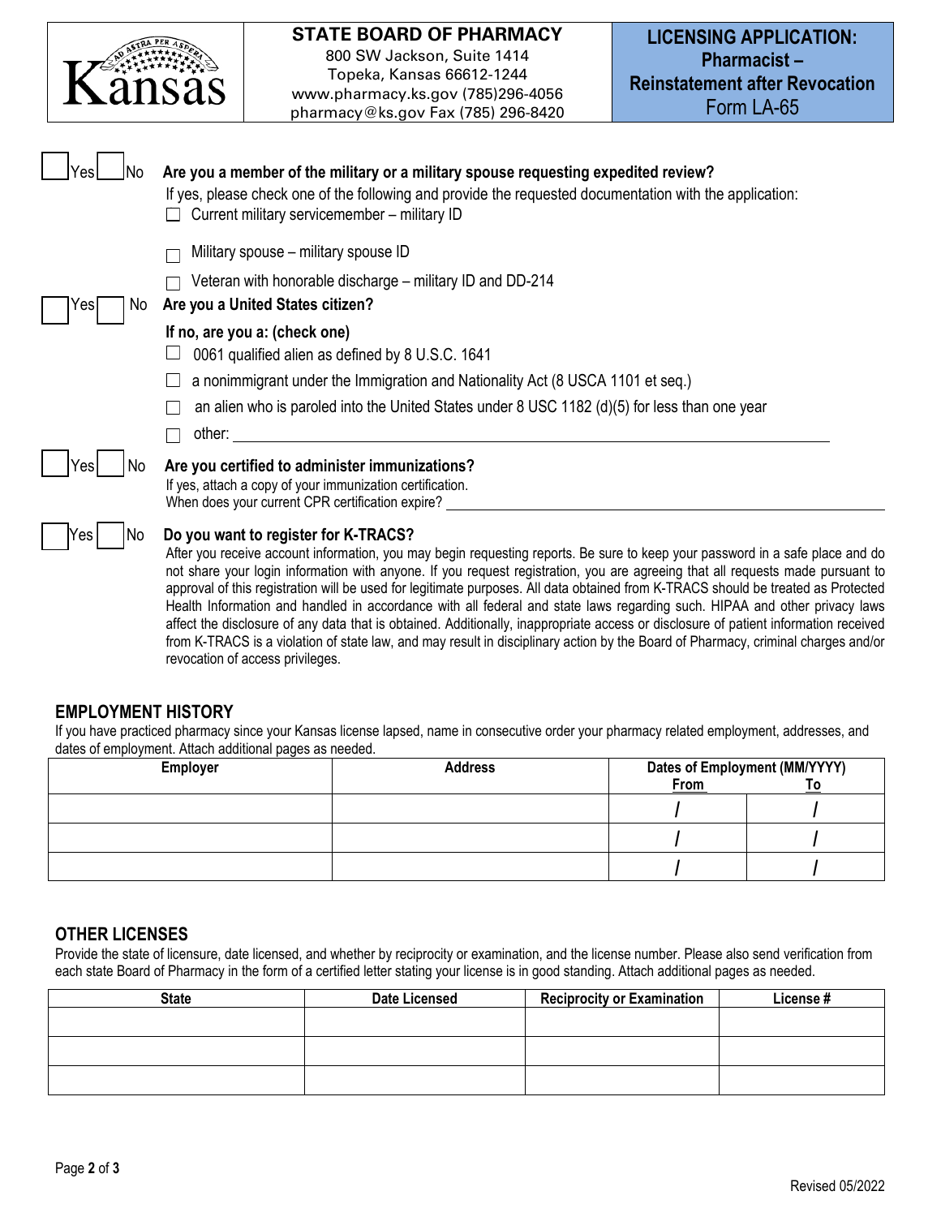**STATE BOARD OF PHARMACY**
800 SW Jackson, Suite 1414
Topeka, Kansas 66612-1244
www.pharmacy.ks.gov (785)296-4056
pharmacy@ks.gov Fax (785) 296-8420

**LICENSING APPLICATION: Pharmacist – Reinstatement after Revocation**
Form LA-65

☐ Yes ☐ No **Are you a member of the military or a military spouse requesting expedited review?**
If yes, please check one of the following and provide the requested documentation with the application:
- ☐ Current military servicemember – military ID
- ☐ Military spouse – military spouse ID
- ☐ Veteran with honorable discharge – military ID and DD-214

☐ Yes ☐ No **Are you a United States citizen?**

**If no, are you a: (check one)**
- ☐ 0061 qualified alien as defined by 8 U.S.C. 1641
- ☐ a nonimmigrant under the Immigration and Nationality Act (8 USCA 1101 et seq.)
- ☐ an alien who is paroled into the United States under 8 USC 1182 (d)(5) for less than one year
- ☐ other: ______________________________

☐ Yes ☐ No **Are you certified to administer immunizations?**
If yes, attach a copy of your immunization certification.
When does your current CPR certification expire? ______________________________

☐ Yes ☐ No **Do you want to register for K-TRACS?**
After you receive account information, you may begin requesting reports. Be sure to keep your password in a safe place and do not share your login information with anyone. If you request registration, you are agreeing that all requests made pursuant to approval of this registration will be used for legitimate purposes. All data obtained from K-TRACS should be treated as Protected Health Information and handled in accordance with all federal and state laws regarding such. HIPAA and other privacy laws affect the disclosure of any data that is obtained. Additionally, inappropriate access or disclosure of patient information received from K-TRACS is a violation of state law, and may result in disciplinary action by the Board of Pharmacy, criminal charges and/or revocation of access privileges.

## EMPLOYMENT HISTORY

If you have practiced pharmacy since your Kansas license lapsed, name in consecutive order your pharmacy related employment, addresses, and dates of employment. Attach additional pages as needed.

| Employer | Address | Dates of Employment (MM/YYYY) From | To |
|---|---|---|---|
| | | / | / |
| | | / | / |
| | | / | / |

## OTHER LICENSES

Provide the state of licensure, date licensed, and whether by reciprocity or examination, and the license number. Please also send verification from each state Board of Pharmacy in the form of a certified letter stating your license is in good standing. Attach additional pages as needed.

| State | Date Licensed | Reciprocity or Examination | License # |
|---|---|---|---|
| | | | |
| | | | |
| | | | |

Revised 05/2022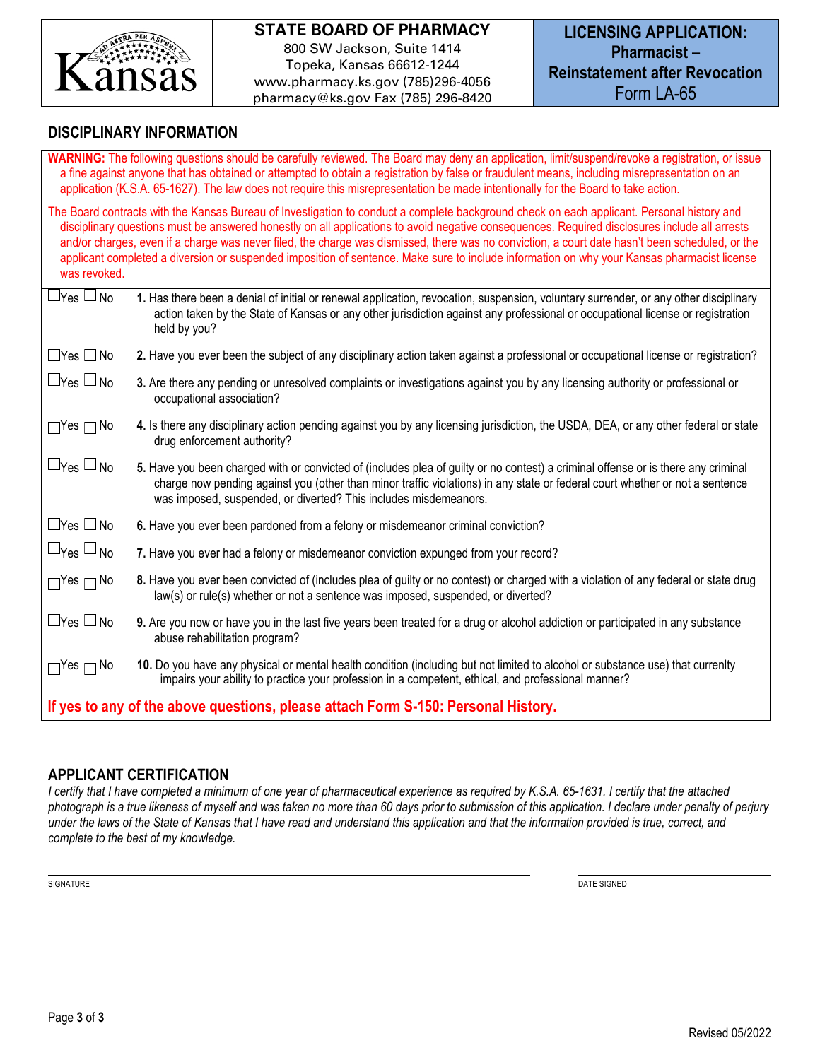Kansas

**STATE BOARD OF PHARMACY**
800 SW Jackson, Suite 1414
Topeka, Kansas 66612-1244
www.pharmacy.ks.gov (785)296-4056
pharmacy@ks.gov Fax (785) 296-8420

**LICENSING APPLICATION: Pharmacist – Reinstatement after Revocation**
Form LA-65

## DISCIPLINARY INFORMATION

**WARNING:** The following questions should be carefully reviewed. The Board may deny an application, limit/suspend/revoke a registration, or issue a fine against anyone that has obtained or attempted to obtain a registration by false or fraudulent means, including misrepresentation on an application (K.S.A. 65-1627). The law does not require this misrepresentation be made intentionally for the Board to take action.

The Board contracts with the Kansas Bureau of Investigation to conduct a complete background check on each applicant. Personal history and disciplinary questions must be answered honestly on all applications to avoid negative consequences. Required disclosures include all arrests and/or charges, even if a charge was never filed, the charge was dismissed, there was no conviction, a court date hasn't been scheduled, or the applicant completed a diversion or suspended imposition of sentence. Make sure to include information on why your Kansas pharmacist license was revoked.

| | |
|---|---|
| ☐Yes ☐No | **1.** Has there been a denial of initial or renewal application, revocation, suspension, voluntary surrender, or any other disciplinary action taken by the State of Kansas or any other jurisdiction against any professional or occupational license or registration held by you? |
| ☐Yes ☐No | **2.** Have you ever been the subject of any disciplinary action taken against a professional or occupational license or registration? |
| ☐Yes ☐No | **3.** Are there any pending or unresolved complaints or investigations against you by any licensing authority or professional or occupational association? |
| ☐Yes ☐No | **4.** Is there any disciplinary action pending against you by any licensing jurisdiction, the USDA, DEA, or any other federal or state drug enforcement authority? |
| ☐Yes ☐No | **5.** Have you been charged with or convicted of (includes plea of guilty or no contest) a criminal offense or is there any criminal charge now pending against you (other than minor traffic violations) in any state or federal court whether or not a sentence was imposed, suspended, or diverted? This includes misdemeanors. |
| ☐Yes ☐No | **6.** Have you ever been pardoned from a felony or misdemeanor criminal conviction? |
| ☐Yes ☐No | **7.** Have you ever had a felony or misdemeanor conviction expunged from your record? |
| ☐Yes ☐No | **8.** Have you ever been convicted of (includes plea of guilty or no contest) or charged with a violation of any federal or state drug law(s) or rule(s) whether or not a sentence was imposed, suspended, or diverted? |
| ☐Yes ☐No | **9.** Are you now or have you in the last five years been treated for a drug or alcohol addiction or participated in any substance abuse rehabilitation program? |
| ☐Yes ☐No | **10.** Do you have any physical or mental health condition (including but not limited to alcohol or substance use) that currenlty impairs your ability to practice your profession in a competent, ethical, and professional manner? |

**If yes to any of the above questions, please attach Form S-150: Personal History.**

## APPLICANT CERTIFICATION

*I certify that I have completed a minimum of one year of pharmaceutical experience as required by K.S.A. 65-1631. I certify that the attached photograph is a true likeness of myself and was taken no more than 60 days prior to submission of this application. I declare under penalty of perjury under the laws of the State of Kansas that I have read and understand this application and that the information provided is true, correct, and complete to the best of my knowledge.*

SIGNATURE ______________________________ DATE SIGNED ______________

Revised 05/2022